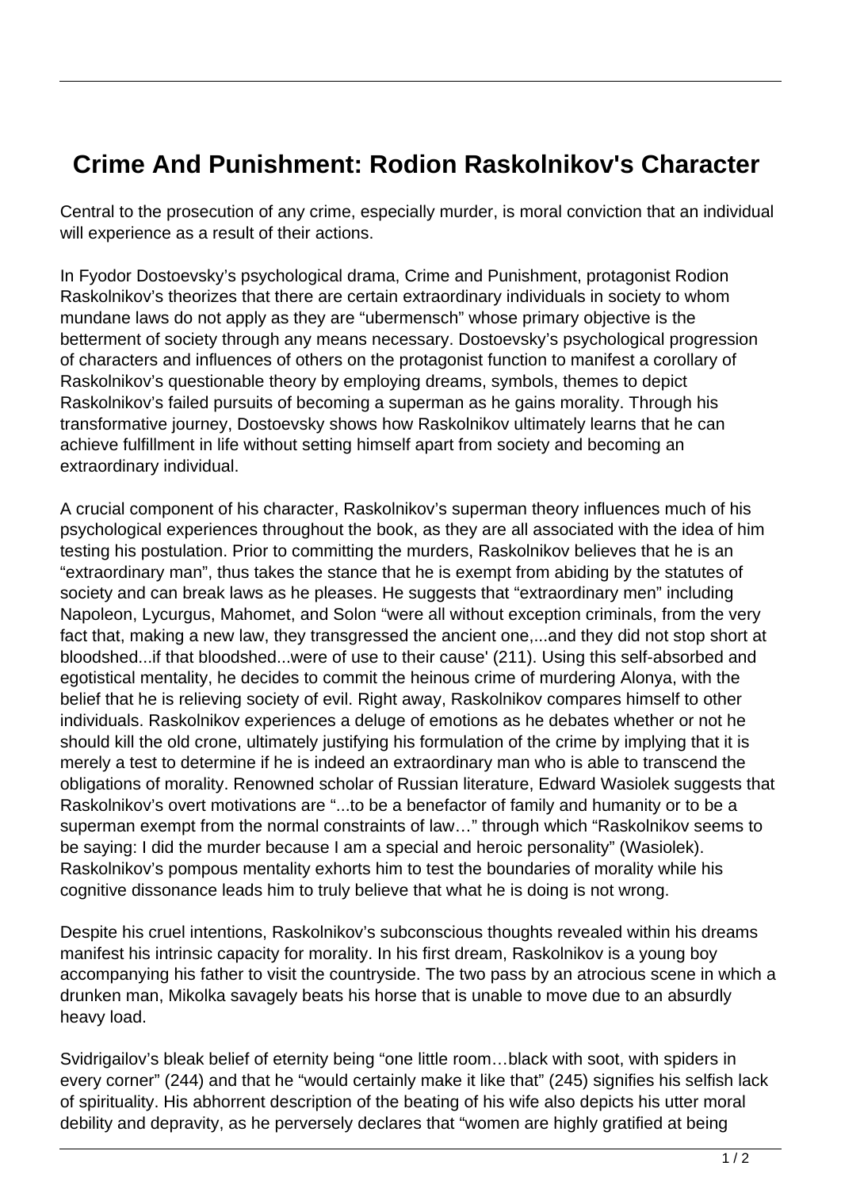# Crime And Punishment: Rodion Raskolnikov's Character

Central to the prosecution of any crime, especially murder, is moral conviction that an individual will experience as a result of their actions.

In Fyodor Dostoevsky's psychological drama, Crime and Punishment, protagonist Rodion Raskolnikov's theorizes that there are certain extraordinary individuals in society to whom mundane laws do not apply as they are "ubermensch" whose primary objective is the betterment of society through any means necessary. Dostoevsky's psychological progression of characters and influences of others on the protagonist function to manifest a corollary of Raskolnikov's questionable theory by employing dreams, symbols, themes to depict Raskolnikov's failed pursuits of becoming a superman as he gains morality. Through his transformative journey, Dostoevsky shows how Raskolnikov ultimately learns that he can achieve fulfillment in life without setting himself apart from society and becoming an extraordinary individual.

A crucial component of his character, Raskolnikov's superman theory influences much of his psychological experiences throughout the book, as they are all associated with the idea of him testing his postulation. Prior to committing the murders, Raskolnikov believes that he is an "extraordinary man", thus takes the stance that he is exempt from abiding by the statutes of society and can break laws as he pleases. He suggests that "extraordinary men" including Napoleon, Lycurgus, Mahomet, and Solon "were all without exception criminals, from the very fact that, making a new law, they transgressed the ancient one,...and they did not stop short at bloodshed...if that bloodshed...were of use to their cause' (211). Using this self-absorbed and egotistical mentality, he decides to commit the heinous crime of murdering Alonya, with the belief that he is relieving society of evil. Right away, Raskolnikov compares himself to other individuals. Raskolnikov experiences a deluge of emotions as he debates whether or not he should kill the old crone, ultimately justifying his formulation of the crime by implying that it is merely a test to determine if he is indeed an extraordinary man who is able to transcend the obligations of morality. Renowned scholar of Russian literature, Edward Wasiolek suggests that Raskolnikov's overt motivations are "...to be a benefactor of family and humanity or to be a superman exempt from the normal constraints of law…" through which "Raskolnikov seems to be saying: I did the murder because I am a special and heroic personality" (Wasiolek). Raskolnikov's pompous mentality exhorts him to test the boundaries of morality while his cognitive dissonance leads him to truly believe that what he is doing is not wrong.

Despite his cruel intentions, Raskolnikov's subconscious thoughts revealed within his dreams manifest his intrinsic capacity for morality. In his first dream, Raskolnikov is a young boy accompanying his father to visit the countryside. The two pass by an atrocious scene in which a drunken man, Mikolka savagely beats his horse that is unable to move due to an absurdly heavy load.

Svidrigailov's bleak belief of eternity being "one little room…black with soot, with spiders in every corner" (244) and that he "would certainly make it like that" (245) signifies his selfish lack of spirituality. His abhorrent description of the beating of his wife also depicts his utter moral debility and depravity, as he perversely declares that "women are highly gratified at being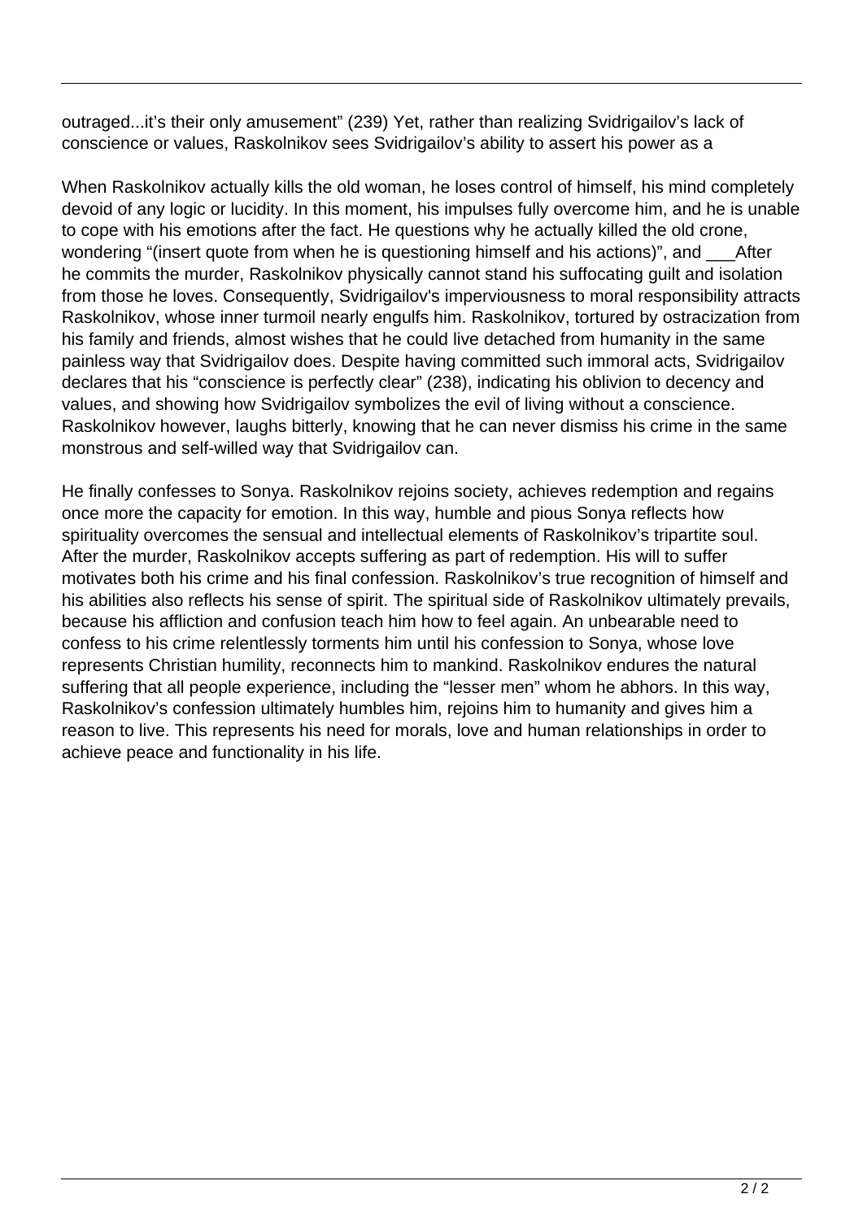outraged...it's their only amusement" (239) Yet, rather than realizing Svidrigailov's lack of conscience or values, Raskolnikov sees Svidrigailov's ability to assert his power as a

When Raskolnikov actually kills the old woman, he loses control of himself, his mind completely devoid of any logic or lucidity. In this moment, his impulses fully overcome him, and he is unable to cope with his emotions after the fact. He questions why he actually killed the old crone, wondering "(insert quote from when he is questioning himself and his actions)", and ___After he commits the murder, Raskolnikov physically cannot stand his suffocating guilt and isolation from those he loves. Consequently, Svidrigailov's imperviousness to moral responsibility attracts Raskolnikov, whose inner turmoil nearly engulfs him. Raskolnikov, tortured by ostracization from his family and friends, almost wishes that he could live detached from humanity in the same painless way that Svidrigailov does. Despite having committed such immoral acts, Svidrigailov declares that his "conscience is perfectly clear" (238), indicating his oblivion to decency and values, and showing how Svidrigailov symbolizes the evil of living without a conscience. Raskolnikov however, laughs bitterly, knowing that he can never dismiss his crime in the same monstrous and self-willed way that Svidrigailov can.

He finally confesses to Sonya. Raskolnikov rejoins society, achieves redemption and regains once more the capacity for emotion. In this way, humble and pious Sonya reflects how spirituality overcomes the sensual and intellectual elements of Raskolnikov's tripartite soul. After the murder, Raskolnikov accepts suffering as part of redemption. His will to suffer motivates both his crime and his final confession. Raskolnikov's true recognition of himself and his abilities also reflects his sense of spirit. The spiritual side of Raskolnikov ultimately prevails, because his affliction and confusion teach him how to feel again. An unbearable need to confess to his crime relentlessly torments him until his confession to Sonya, whose love represents Christian humility, reconnects him to mankind. Raskolnikov endures the natural suffering that all people experience, including the "lesser men" whom he abhors. In this way, Raskolnikov's confession ultimately humbles him, rejoins him to humanity and gives him a reason to live. This represents his need for morals, love and human relationships in order to achieve peace and functionality in his life.